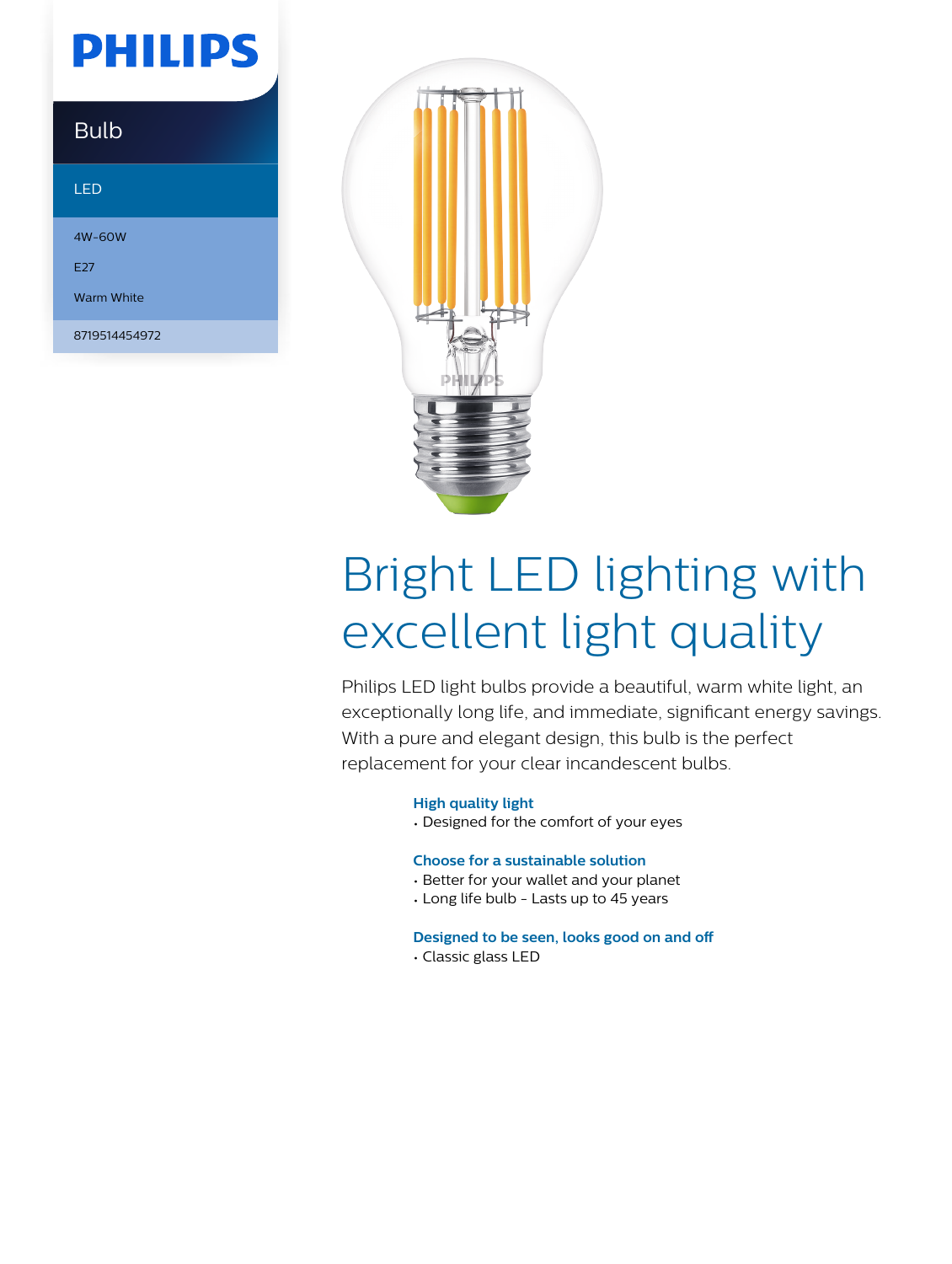PHILIPS

Bulb

LED

4W-60W

E27

Warm White

8719514454972

# Bright LED lighting with excellent light quality

Philips LED light bulbs provide a beautiful, warm white light, an exceptionally long life, and immediate, significant energy savings. With a pure and elegant design, this bulb is the perfect replacement for your clear incandescent bulbs.

**High quality light**
- Designed for the comfort of your eyes

**Choose for a sustainable solution**
- Better for your wallet and your planet
- Long life bulb - Lasts up to 45 years

**Designed to be seen, looks good on and off**
- Classic glass LED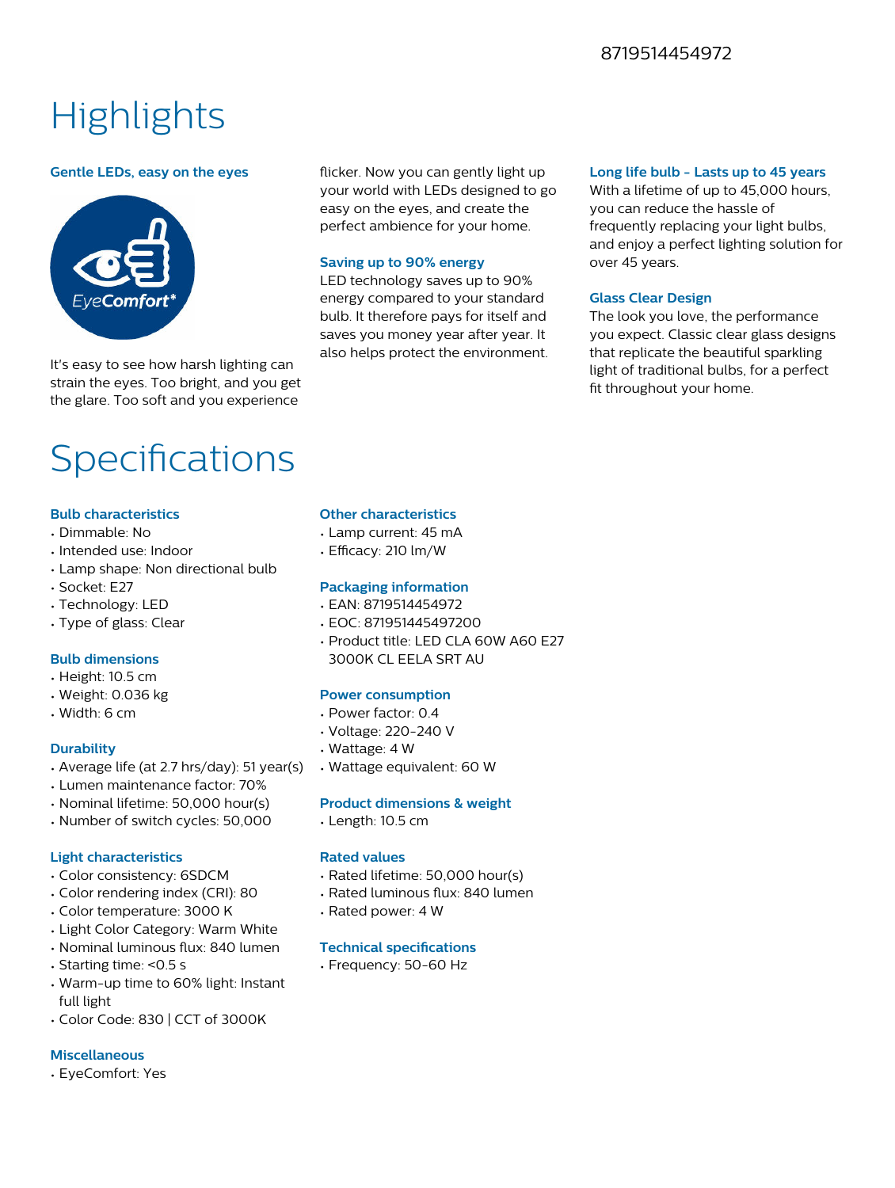8719514454972

# Highlights

### Gentle LEDs, easy on the eyes

It's easy to see how harsh lighting can strain the eyes. Too bright, and you get the glare. Too soft and you experience flicker. Now you can gently light up your world with LEDs designed to go easy on the eyes, and create the perfect ambience for your home.

### Saving up to 90% energy

LED technology saves up to 90% energy compared to your standard bulb. It therefore pays for itself and saves you money year after year. It also helps protect the environment.

### Long life bulb - Lasts up to 45 years

With a lifetime of up to 45,000 hours, you can reduce the hassle of frequently replacing your light bulbs, and enjoy a perfect lighting solution for over 45 years.

### Glass Clear Design

The look you love, the performance you expect. Classic clear glass designs that replicate the beautiful sparkling light of traditional bulbs, for a perfect fit throughout your home.

# Specifications

### Bulb characteristics

- Dimmable: No
- Intended use: Indoor
- Lamp shape: Non directional bulb
- Socket: E27
- Technology: LED
- Type of glass: Clear

### Bulb dimensions

- Height: 10.5 cm
- Weight: 0.036 kg
- Width: 6 cm

### Durability

- Average life (at 2.7 hrs/day): 51 year(s)
- Lumen maintenance factor: 70%
- Nominal lifetime: 50,000 hour(s)
- Number of switch cycles: 50,000

### Light characteristics

- Color consistency: 6SDCM
- Color rendering index (CRI): 80
- Color temperature: 3000 K
- Light Color Category: Warm White
- Nominal luminous flux: 840 lumen
- Starting time: <0.5 s
- Warm-up time to 60% light: Instant full light
- Color Code: 830 | CCT of 3000K

### Miscellaneous

- EyeComfort: Yes

### Other characteristics

- Lamp current: 45 mA
- Efficacy: 210 lm/W

### Packaging information

- EAN: 8719514454972
- EOC: 871951445497200
- Product title: LED CLA 60W A60 E27 3000K CL EELA SRT AU

### Power consumption

- Power factor: 0.4
- Voltage: 220-240 V
- Wattage: 4 W
- Wattage equivalent: 60 W

### Product dimensions & weight

- Length: 10.5 cm

### Rated values

- Rated lifetime: 50,000 hour(s)
- Rated luminous flux: 840 lumen
- Rated power: 4 W

### Technical specifications

- Frequency: 50-60 Hz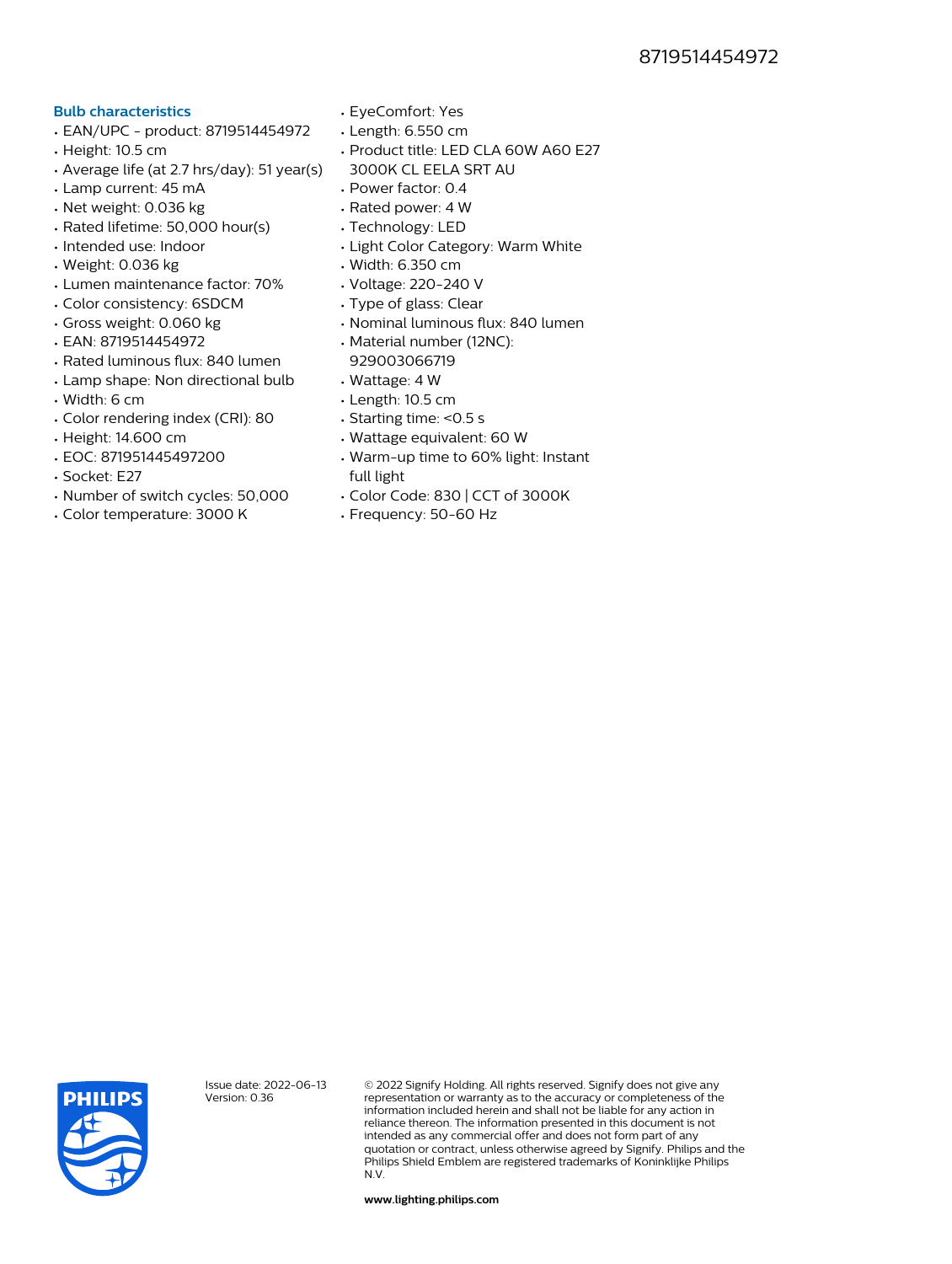## Bulb characteristics

- EAN/UPC - product: 8719514454972
- Height: 10.5 cm
- Average life (at 2.7 hrs/day): 51 year(s)
- Lamp current: 45 mA
- Net weight: 0.036 kg
- Rated lifetime: 50,000 hour(s)
- Intended use: Indoor
- Weight: 0.036 kg
- Lumen maintenance factor: 70%
- Color consistency: 6SDCM
- Gross weight: 0.060 kg
- EAN: 8719514454972
- Rated luminous flux: 840 lumen
- Lamp shape: Non directional bulb
- Width: 6 cm
- Color rendering index (CRI): 80
- Height: 14.600 cm
- EOC: 871951445497200
- Socket: E27
- Number of switch cycles: 50,000
- Color temperature: 3000 K
- EyeComfort: Yes
- Length: 6.550 cm
- Product title: LED CLA 60W A60 E27 3000K CL EELA SRT AU
- Power factor: 0.4
- Rated power: 4 W
- Technology: LED
- Light Color Category: Warm White
- Width: 6.350 cm
- Voltage: 220-240 V
- Type of glass: Clear
- Nominal luminous flux: 840 lumen
- Material number (12NC): 929003066719
- Wattage: 4 W
- Length: 10.5 cm
- Starting time: <0.5 s
- Wattage equivalent: 60 W
- Warm-up time to 60% light: Instant full light
- Color Code: 830 | CCT of 3000K
- Frequency: 50-60 Hz

Issue date: 2022-06-13
Version: 0.36

© 2022 Signify Holding. All rights reserved. Signify does not give any representation or warranty as to the accuracy or completeness of the information included herein and shall not be liable for any action in reliance thereon. The information presented in this document is not intended as any commercial offer and does not form part of any quotation or contract, unless otherwise agreed by Signify. Philips and the Philips Shield Emblem are registered trademarks of Koninklijke Philips N.V.

**www.lighting.philips.com**